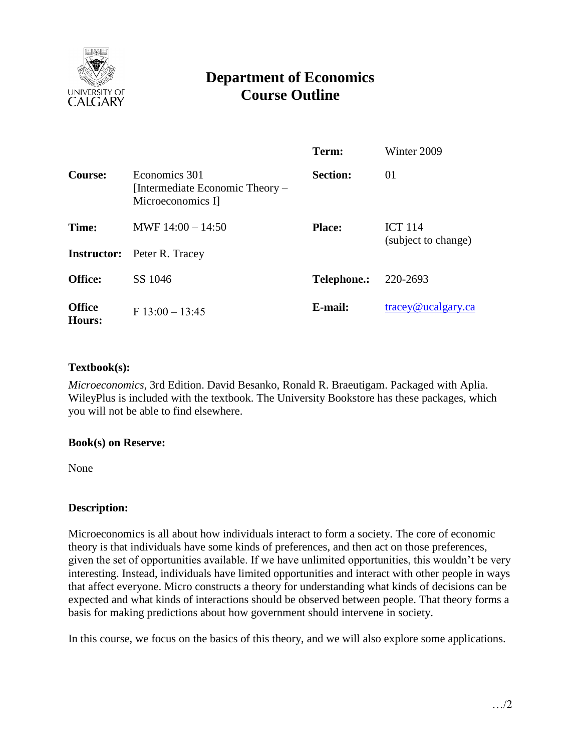# Department of Economics
# Course Outline

| | | | |
|---|---|---|---|
| **Course:** | Economics 301 [Intermediate Economic Theory – Microeconomics I] | **Term:** | Winter 2009 |
| | | **Section:** | 01 |
| **Time:** | MWF 14:00 – 14:50 | **Place:** | ICT 114 (subject to change) |
| **Instructor:** | Peter R. Tracey | | |
| **Office:** | SS 1046 | **Telephone.:** | 220-2693 |
| **Office Hours:** | F 13:00 – 13:45 | **E-mail:** | tracey@ucalgary.ca |

### Textbook(s):

*Microeconomics*, 3rd Edition. David Besanko, Ronald R. Braeutigam. Packaged with Aplia. WileyPlus is included with the textbook. The University Bookstore has these packages, which you will not be able to find elsewhere.

### Book(s) on Reserve:

None

### Description:

Microeconomics is all about how individuals interact to form a society. The core of economic theory is that individuals have some kinds of preferences, and then act on those preferences, given the set of opportunities available. If we have unlimited opportunities, this wouldn't be very interesting. Instead, individuals have limited opportunities and interact with other people in ways that affect everyone. Micro constructs a theory for understanding what kinds of decisions can be expected and what kinds of interactions should be observed between people. That theory forms a basis for making predictions about how government should intervene in society.

In this course, we focus on the basics of this theory, and we will also explore some applications.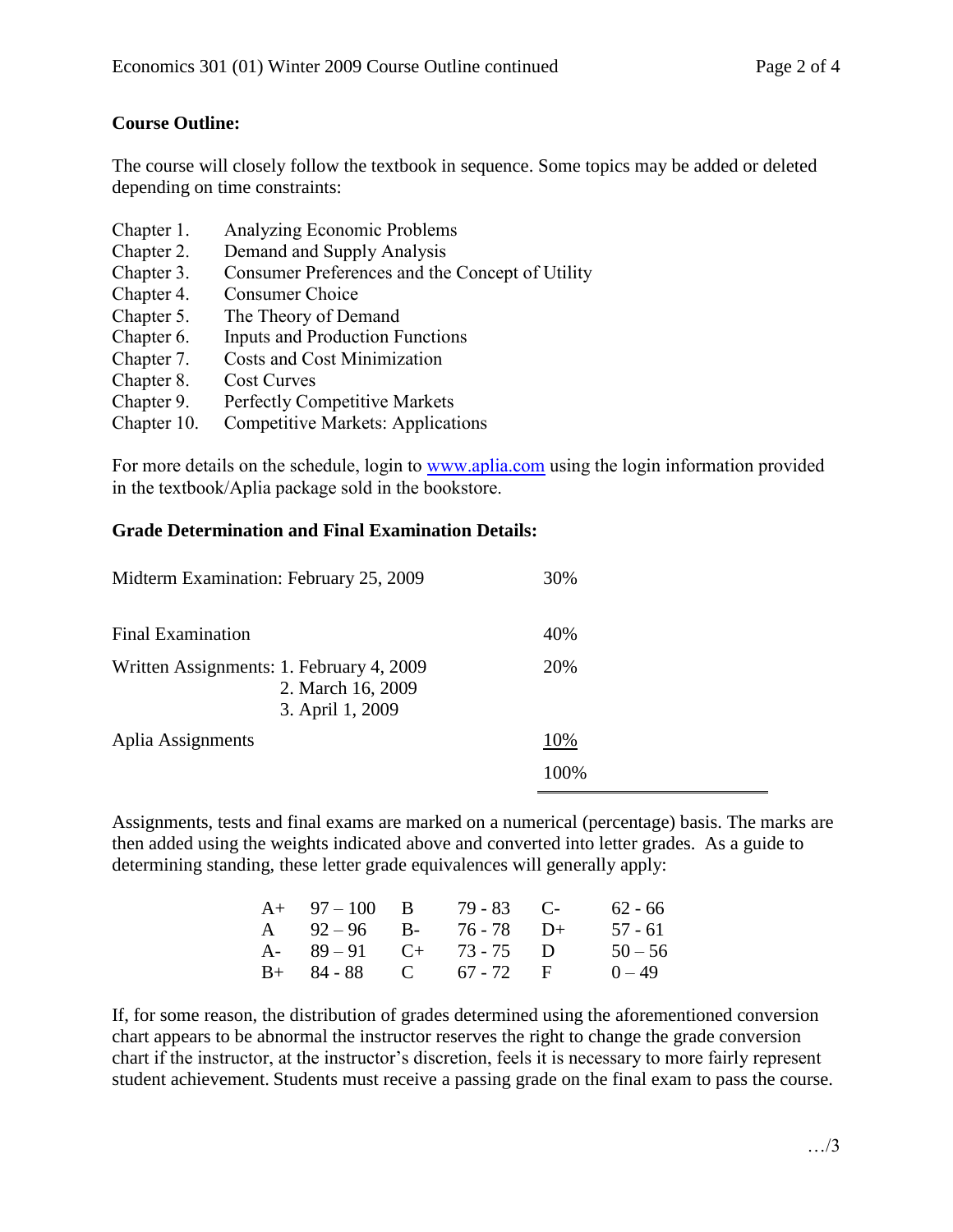**Course Outline:**

The course will closely follow the textbook in sequence. Some topics may be added or deleted depending on time constraints:

Chapter 1. Analyzing Economic Problems
Chapter 2. Demand and Supply Analysis
Chapter 3. Consumer Preferences and the Concept of Utility
Chapter 4. Consumer Choice
Chapter 5. The Theory of Demand
Chapter 6. Inputs and Production Functions
Chapter 7. Costs and Cost Minimization
Chapter 8. Cost Curves
Chapter 9. Perfectly Competitive Markets
Chapter 10. Competitive Markets: Applications

For more details on the schedule, login to [www.aplia.com](http://www.aplia.com) using the login information provided in the textbook/Aplia package sold in the bookstore.

**Grade Determination and Final Examination Details:**

| | |
|---|---|
| Midterm Examination: February 25, 2009 | 30% |
| Final Examination | 40% |
| Written Assignments: 1. February 4, 2009<br>2. March 16, 2009<br>3. April 1, 2009 | 20% |
| Aplia Assignments | 10% |
| | 100% |

Assignments, tests and final exams are marked on a numerical (percentage) basis. The marks are then added using the weights indicated above and converted into letter grades. As a guide to determining standing, these letter grade equivalences will generally apply:

| | | | | | |
|---|---|---|---|---|---|
| A+ | 97 – 100 | B | 79 - 83 | C- | 62 - 66 |
| A | 92 – 96 | B- | 76 - 78 | D+ | 57 - 61 |
| A- | 89 – 91 | C+ | 73 - 75 | D | 50 – 56 |
| B+ | 84 - 88 | C | 67 - 72 | F | 0 – 49 |

If, for some reason, the distribution of grades determined using the aforementioned conversion chart appears to be abnormal the instructor reserves the right to change the grade conversion chart if the instructor, at the instructor's discretion, feels it is necessary to more fairly represent student achievement. Students must receive a passing grade on the final exam to pass the course.

…/3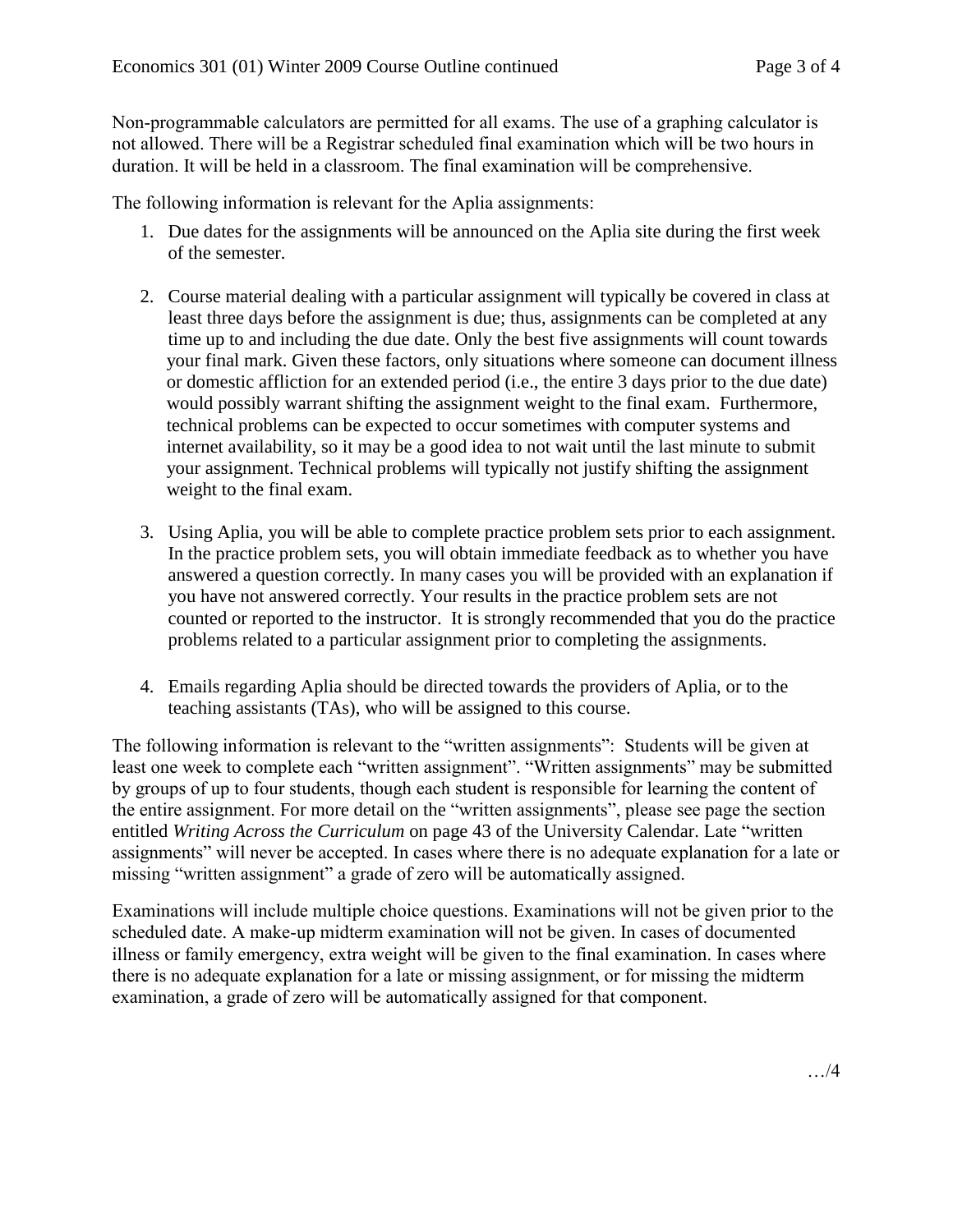Non-programmable calculators are permitted for all exams. The use of a graphing calculator is not allowed. There will be a Registrar scheduled final examination which will be two hours in duration. It will be held in a classroom. The final examination will be comprehensive.

The following information is relevant for the Aplia assignments:

1. Due dates for the assignments will be announced on the Aplia site during the first week of the semester.

2. Course material dealing with a particular assignment will typically be covered in class at least three days before the assignment is due; thus, assignments can be completed at any time up to and including the due date. Only the best five assignments will count towards your final mark. Given these factors, only situations where someone can document illness or domestic affliction for an extended period (i.e., the entire 3 days prior to the due date) would possibly warrant shifting the assignment weight to the final exam. Furthermore, technical problems can be expected to occur sometimes with computer systems and internet availability, so it may be a good idea to not wait until the last minute to submit your assignment. Technical problems will typically not justify shifting the assignment weight to the final exam.

3. Using Aplia, you will be able to complete practice problem sets prior to each assignment. In the practice problem sets, you will obtain immediate feedback as to whether you have answered a question correctly. In many cases you will be provided with an explanation if you have not answered correctly. Your results in the practice problem sets are not counted or reported to the instructor. It is strongly recommended that you do the practice problems related to a particular assignment prior to completing the assignments.

4. Emails regarding Aplia should be directed towards the providers of Aplia, or to the teaching assistants (TAs), who will be assigned to this course.

The following information is relevant to the "written assignments": Students will be given at least one week to complete each "written assignment". "Written assignments" may be submitted by groups of up to four students, though each student is responsible for learning the content of the entire assignment. For more detail on the "written assignments", please see page the section entitled *Writing Across the Curriculum* on page 43 of the University Calendar. Late "written assignments" will never be accepted. In cases where there is no adequate explanation for a late or missing "written assignment" a grade of zero will be automatically assigned.

Examinations will include multiple choice questions. Examinations will not be given prior to the scheduled date. A make-up midterm examination will not be given. In cases of documented illness or family emergency, extra weight will be given to the final examination. In cases where there is no adequate explanation for a late or missing assignment, or for missing the midterm examination, a grade of zero will be automatically assigned for that component.

…/4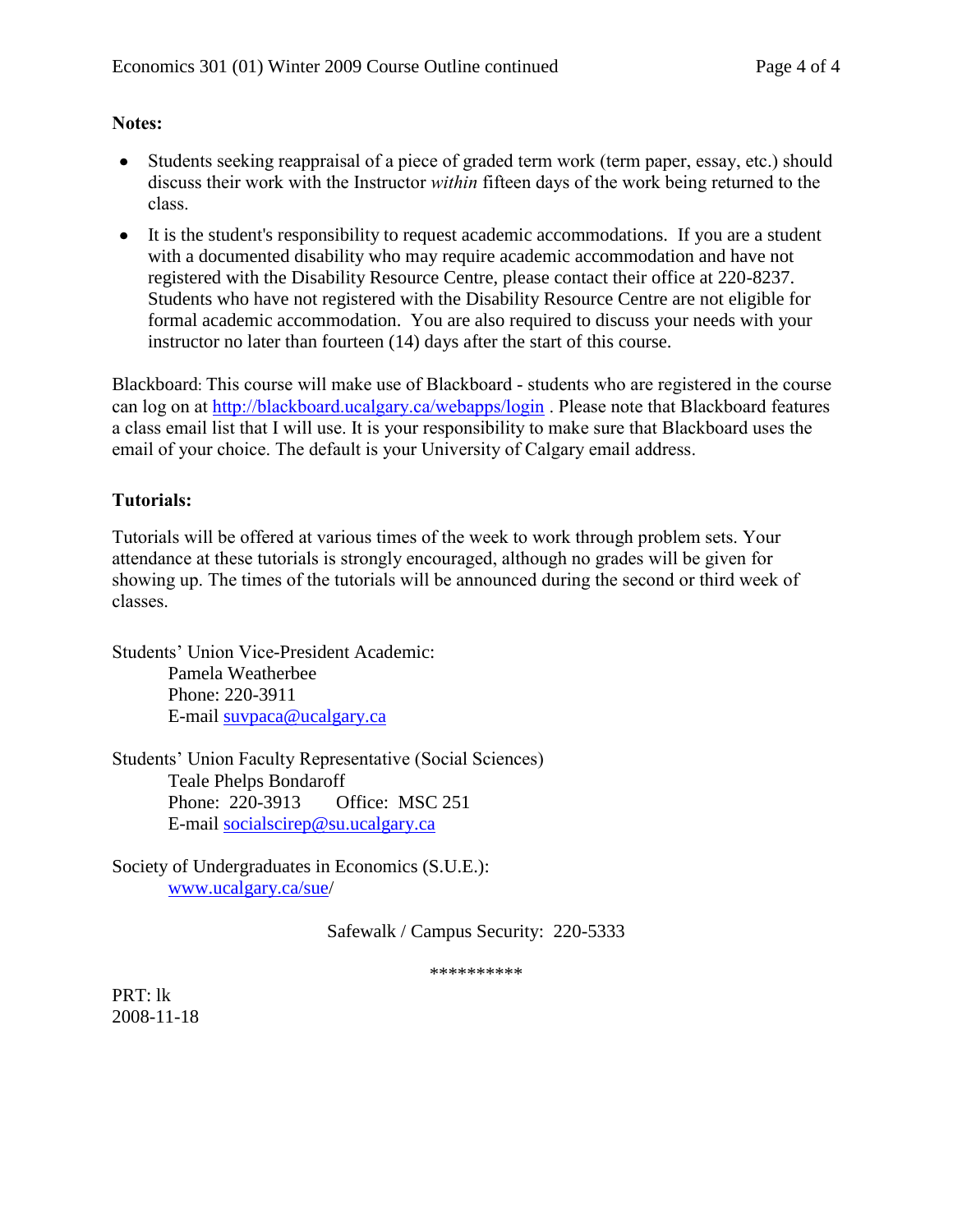**Notes:**

- Students seeking reappraisal of a piece of graded term work (term paper, essay, etc.) should discuss their work with the Instructor *within* fifteen days of the work being returned to the class.
- It is the student's responsibility to request academic accommodations. If you are a student with a documented disability who may require academic accommodation and have not registered with the Disability Resource Centre, please contact their office at 220-8237. Students who have not registered with the Disability Resource Centre are not eligible for formal academic accommodation. You are also required to discuss your needs with your instructor no later than fourteen (14) days after the start of this course.

Blackboard: This course will make use of Blackboard - students who are registered in the course can log on at http://blackboard.ucalgary.ca/webapps/login . Please note that Blackboard features a class email list that I will use. It is your responsibility to make sure that Blackboard uses the email of your choice. The default is your University of Calgary email address.

**Tutorials:**

Tutorials will be offered at various times of the week to work through problem sets. Your attendance at these tutorials is strongly encouraged, although no grades will be given for showing up. The times of the tutorials will be announced during the second or third week of classes.

Students' Union Vice-President Academic:
Pamela Weatherbee
Phone: 220-3911
E-mail suvpaca@ucalgary.ca

Students' Union Faculty Representative (Social Sciences)
Teale Phelps Bondaroff
Phone: 220-3913 Office: MSC 251
E-mail socialscirep@su.ucalgary.ca

Society of Undergraduates in Economics (S.U.E.):
www.ucalgary.ca/sue/

Safewalk / Campus Security: 220-5333

**********

PRT: lk
2008-11-18